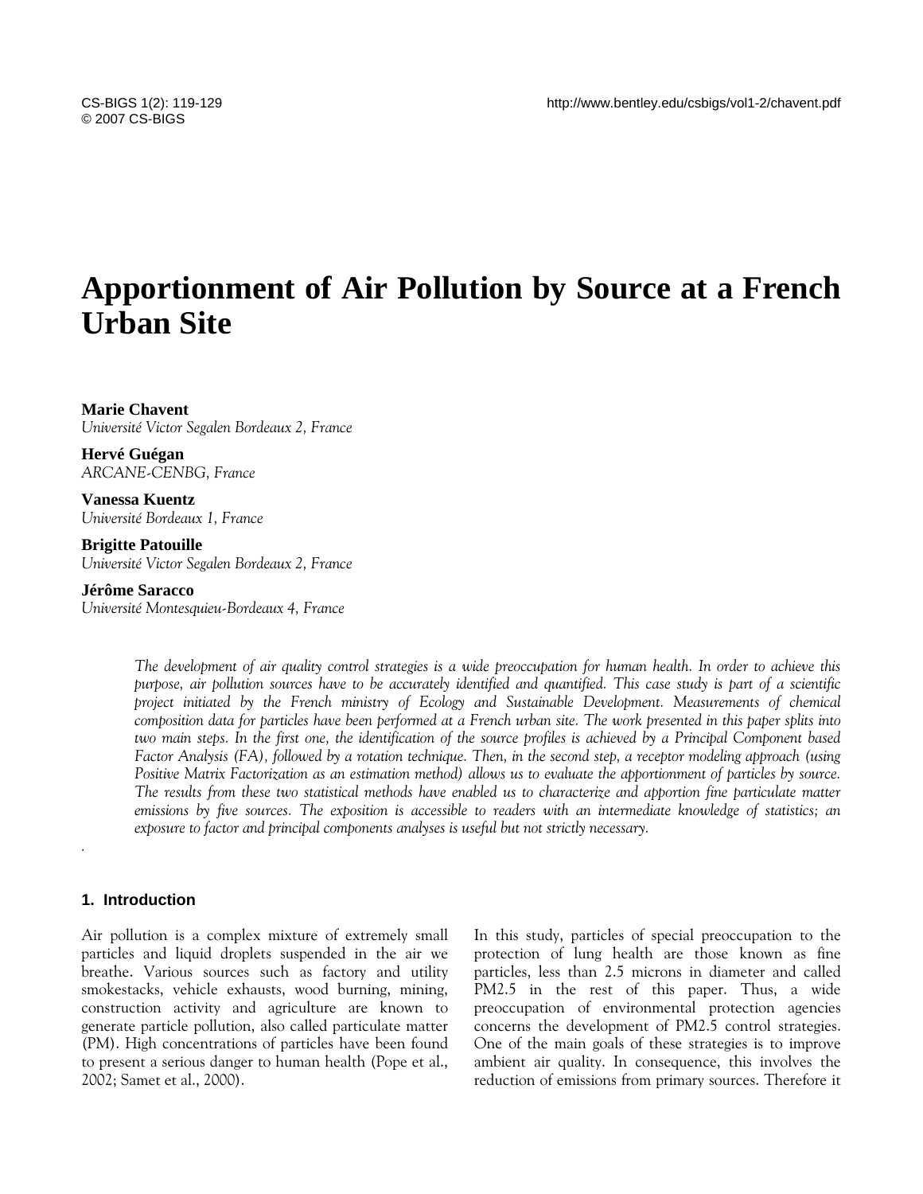# Apportionment of Air Pollution by Source at a French Urban Site

**Marie Chavent**
*Université Victor Segalen Bordeaux 2, France*

**Hervé Guégan**
*ARCANE-CENBG, France*

**Vanessa Kuentz**
*Université Bordeaux 1, France*

**Brigitte Patouille**
*Université Victor Segalen Bordeaux 2, France*

**Jérôme Saracco**
*Université Montesquieu-Bordeaux 4, France*

*The development of air quality control strategies is a wide preoccupation for human health. In order to achieve this purpose, air pollution sources have to be accurately identified and quantified. This case study is part of a scientific project initiated by the French ministry of Ecology and Sustainable Development. Measurements of chemical composition data for particles have been performed at a French urban site. The work presented in this paper splits into two main steps. In the first one, the identification of the source profiles is achieved by a Principal Component based Factor Analysis (FA), followed by a rotation technique. Then, in the second step, a receptor modeling approach (using Positive Matrix Factorization as an estimation method) allows us to evaluate the apportionment of particles by source. The results from these two statistical methods have enabled us to characterize and apportion fine particulate matter emissions by five sources. The exposition is accessible to readers with an intermediate knowledge of statistics; an exposure to factor and principal components analyses is useful but not strictly necessary.*

## 1. Introduction

Air pollution is a complex mixture of extremely small particles and liquid droplets suspended in the air we breathe. Various sources such as factory and utility smokestacks, vehicle exhausts, wood burning, mining, construction activity and agriculture are known to generate particle pollution, also called particulate matter (PM). High concentrations of particles have been found to present a serious danger to human health (Pope et al., 2002; Samet et al., 2000).

In this study, particles of special preoccupation to the protection of lung health are those known as fine particles, less than 2.5 microns in diameter and called PM2.5 in the rest of this paper. Thus, a wide preoccupation of environmental protection agencies concerns the development of PM2.5 control strategies. One of the main goals of these strategies is to improve ambient air quality. In consequence, this involves the reduction of emissions from primary sources. Therefore it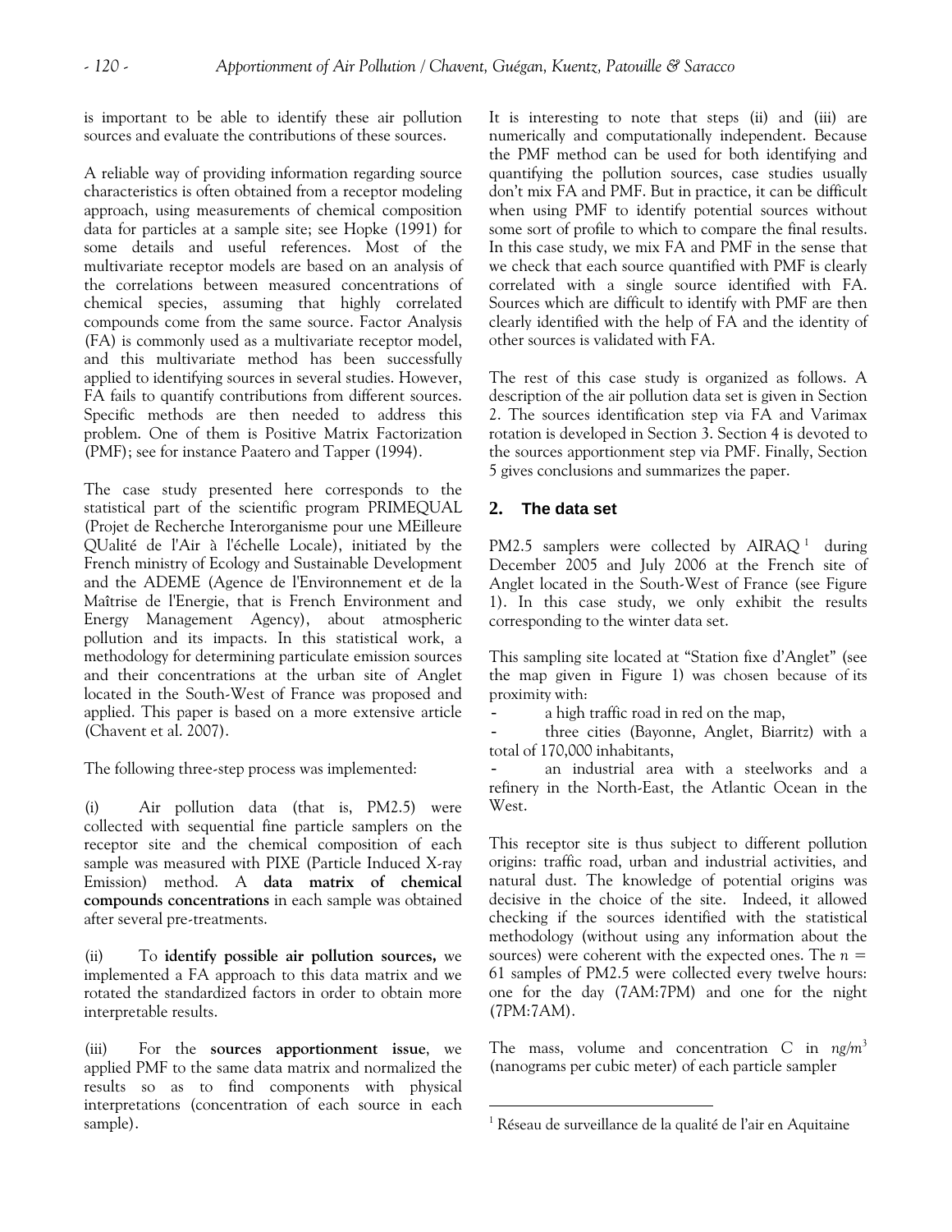is important to be able to identify these air pollution sources and evaluate the contributions of these sources.

A reliable way of providing information regarding source characteristics is often obtained from a receptor modeling approach, using measurements of chemical composition data for particles at a sample site; see Hopke (1991) for some details and useful references. Most of the multivariate receptor models are based on an analysis of the correlations between measured concentrations of chemical species, assuming that highly correlated compounds come from the same source. Factor Analysis (FA) is commonly used as a multivariate receptor model, and this multivariate method has been successfully applied to identifying sources in several studies. However, FA fails to quantify contributions from different sources. Specific methods are then needed to address this problem. One of them is Positive Matrix Factorization (PMF); see for instance Paatero and Tapper (1994).

The case study presented here corresponds to the statistical part of the scientific program PRIMEQUAL (Projet de Recherche Interorganisme pour une MEilleure QUalité de l'Air à l'échelle Locale), initiated by the French ministry of Ecology and Sustainable Development and the ADEME (Agence de l'Environnement et de la Maîtrise de l'Energie, that is French Environment and Energy Management Agency), about atmospheric pollution and its impacts. In this statistical work, a methodology for determining particulate emission sources and their concentrations at the urban site of Anglet located in the South-West of France was proposed and applied. This paper is based on a more extensive article (Chavent et al. 2007).

The following three-step process was implemented:

(i) Air pollution data (that is, PM2.5) were collected with sequential fine particle samplers on the receptor site and the chemical composition of each sample was measured with PIXE (Particle Induced X-ray Emission) method. A **data matrix of chemical compounds concentrations** in each sample was obtained after several pre-treatments.

(ii) To **identify possible air pollution sources,** we implemented a FA approach to this data matrix and we rotated the standardized factors in order to obtain more interpretable results.

(iii) For the **sources apportionment issue**, we applied PMF to the same data matrix and normalized the results so as to find components with physical interpretations (concentration of each source in each sample).

It is interesting to note that steps (ii) and (iii) are numerically and computationally independent. Because the PMF method can be used for both identifying and quantifying the pollution sources, case studies usually don't mix FA and PMF. But in practice, it can be difficult when using PMF to identify potential sources without some sort of profile to which to compare the final results. In this case study, we mix FA and PMF in the sense that we check that each source quantified with PMF is clearly correlated with a single source identified with FA. Sources which are difficult to identify with PMF are then clearly identified with the help of FA and the identity of other sources is validated with FA.

The rest of this case study is organized as follows. A description of the air pollution data set is given in Section 2. The sources identification step via FA and Varimax rotation is developed in Section 3. Section 4 is devoted to the sources apportionment step via PMF. Finally, Section 5 gives conclusions and summarizes the paper.

## 2. The data set

PM2.5 samplers were collected by AIRAQ [1] during December 2005 and July 2006 at the French site of Anglet located in the South-West of France (see Figure 1). In this case study, we only exhibit the results corresponding to the winter data set.

This sampling site located at "Station fixe d'Anglet" (see the map given in Figure 1) was chosen because of its proximity with:

- a high traffic road in red on the map,
- three cities (Bayonne, Anglet, Biarritz) with a total of 170,000 inhabitants,
- an industrial area with a steelworks and a refinery in the North-East, the Atlantic Ocean in the West.

This receptor site is thus subject to different pollution origins: traffic road, urban and industrial activities, and natural dust. The knowledge of potential origins was decisive in the choice of the site. Indeed, it allowed checking if the sources identified with the statistical methodology (without using any information about the sources) were coherent with the expected ones. The $n = 61$ samples of PM2.5 were collected every twelve hours: one for the day (7AM:7PM) and one for the night (7PM:7AM).

The mass, volume and concentration C in $ng/m^3$ (nanograms per cubic meter) of each particle sampler

[1] Réseau de surveillance de la qualité de l'air en Aquitaine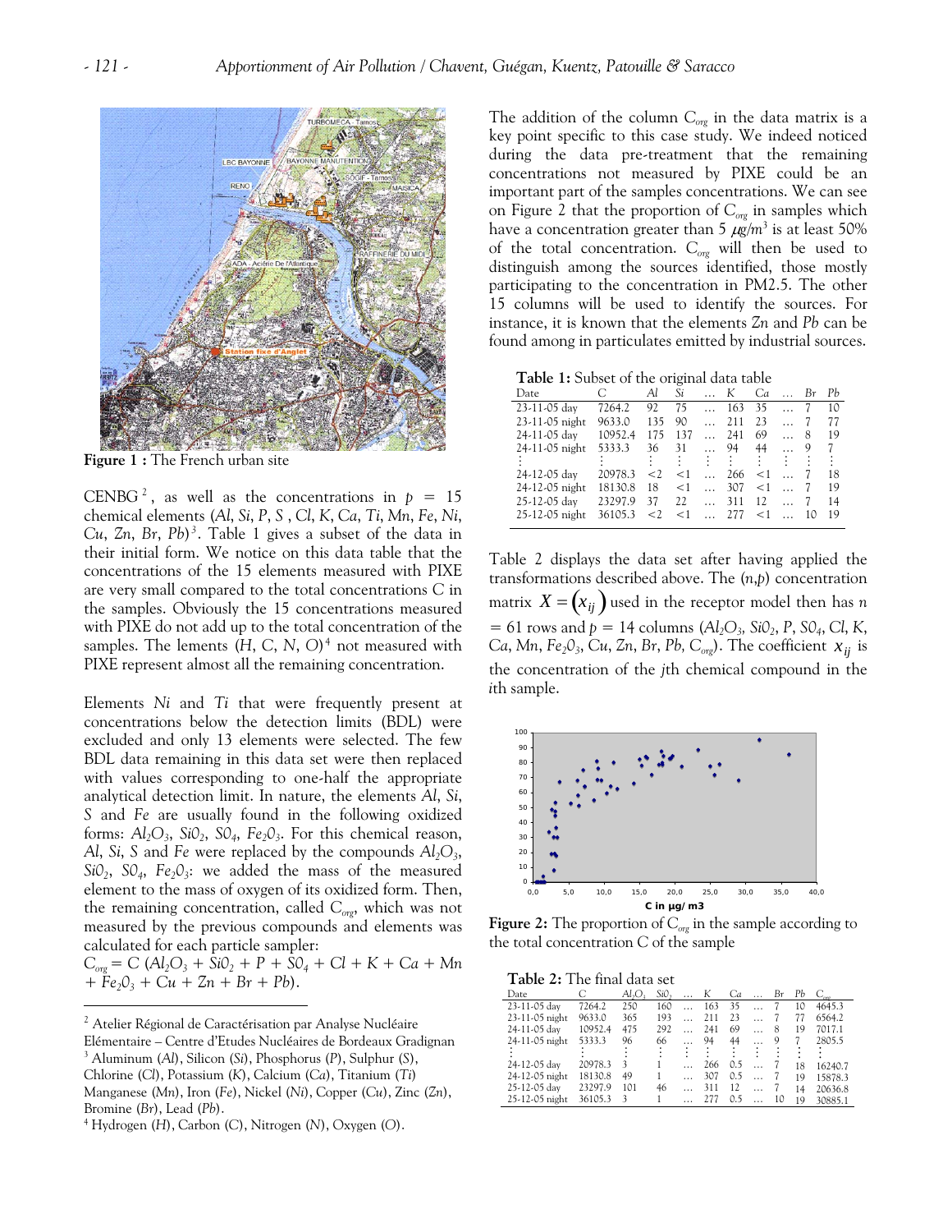Figure 1 : The French urban site

CENBG[2], as well as the concentrations in $p = 15$ chemical elements ($Al$, $Si$, $P$, $S$ , $Cl$, $K$, $Ca$, $Ti$, $Mn$, $Fe$, $Ni$, $Cu$, $Zn$, $Br$, $Pb$)[3]. Table 1 gives a subset of the data in their initial form. We notice on this data table that the concentrations of the 15 elements measured with PIXE are very small compared to the total concentrations C in the samples. Obviously the 15 concentrations measured with PIXE do not add up to the total concentration of the samples. The lements ($H$, $C$, $N$, $O$)[4] not measured with PIXE represent almost all the remaining concentration.

Elements $Ni$ and $Ti$ that were frequently present at concentrations below the detection limits (BDL) were excluded and only 13 elements were selected. The few BDL data remaining in this data set were then replaced with values corresponding to one-half the appropriate analytical detection limit. In nature, the elements $Al$, $Si$, $S$ and $Fe$ are usually found in the following oxidized forms: $Al_2O_3$, $Si0_2$, $S0_4$, $Fe_20_3$. For this chemical reason, $Al$, $Si$, $S$ and $Fe$ were replaced by the compounds $Al_2O_3$, $Si0_2$, $S0_4$, $Fe_20_3$: we added the mass of the measured element to the mass of oxygen of its oxidized form. Then, the remaining concentration, called $C_{org}$, which was not measured by the previous compounds and elements was calculated for each particle sampler:

$C_{org} = C\ (Al_2O_3 + SiO_2 + P + SO_4 + Cl + K + Ca + Mn + Fe_2O_3 + Cu + Zn + Br + Pb)$.

The addition of the column $C_{org}$ in the data matrix is a key point specific to this case study. We indeed noticed during the data pre-treatment that the remaining concentrations not measured by PIXE could be an important part of the samples concentrations. We can see on Figure 2 that the proportion of $C_{org}$ in samples which have a concentration greater than 5 $\mu g/m^3$ is at least 50% of the total concentration. $C_{org}$ will then be used to distinguish among the sources identified, those mostly participating to the concentration in PM2.5. The other 15 columns will be used to identify the sources. For instance, it is known that the elements $Zn$ and $Pb$ can be found among in particulates emitted by industrial sources.

**Table 1:** Subset of the original data table

| Date | C | Al | Si | … | K | Ca | … | Br | Pb |
|---|---|---|---|---|---|---|---|---|---|
| 23-11-05 day | 7264.2 | 92 | 75 | … | 163 | 35 | … | 7 | 10 |
| 23-11-05 night | 9633.0 | 135 | 90 | … | 211 | 23 | … | 7 | 77 |
| 24-11-05 day | 10952.4 | 175 | 137 | … | 241 | 69 | … | 8 | 19 |
| 24-11-05 night | 5333.3 | 36 | 31 | … | 94 | 44 | … | 9 | 7 |
| ⋮ | ⋮ | ⋮ | ⋮ | ⋮ | ⋮ | ⋮ | ⋮ | ⋮ | ⋮ |
| 24-12-05 day | 20978.3 | <2 | <1 | … | 266 | <1 | … | 7 | 18 |
| 24-12-05 night | 18130.8 | 18 | <1 | … | 307 | <1 | … | 7 | 19 |
| 25-12-05 day | 23297.9 | 37 | 22 | … | 311 | 12 | … | 7 | 14 |
| 25-12-05 night | 36105.3 | <2 | <1 | … | 277 | <1 | … | 10 | 19 |

Table 2 displays the data set after having applied the transformations described above. The ($n$,$p$) concentration matrix $X = (x_{ij})$ used in the receptor model then has $n = 61$ rows and $p = 14$ columns ($Al_2O_3$, $Si0_2$, $P$, $S0_4$, $Cl$, $K$, $Ca$, $Mn$, $Fe_20_3$, $Cu$, $Zn$, $Br$, $Pb$, $C_{org}$). The coefficient $x_{ij}$ is the concentration of the $j$th chemical compound in the $i$th sample.

Figure 2: The proportion of $C_{org}$ in the sample according to the total concentration C of the sample

**Table 2:** The final data set

| Date | C | $Al_2O_3$ | $Si0_2$ | … | K | Ca | … | Br | Pb | $C_{org}$ |
|---|---|---|---|---|---|---|---|---|---|---|
| 23-11-05 day | 7264.2 | 250 | 160 | … | 163 | 35 | … | 7 | 10 | 4645.3 |
| 23-11-05 night | 9633.0 | 365 | 193 | … | 211 | 23 | … | 7 | 77 | 6564.2 |
| 24-11-05 day | 10952.4 | 475 | 292 | … | 241 | 69 | … | 8 | 19 | 7017.1 |
| 24-11-05 night | 5333.3 | 96 | 66 | … | 94 | 44 | … | 9 | 7 | 2805.5 |
| ⋮ | ⋮ | ⋮ | ⋮ | ⋮ | ⋮ | ⋮ | ⋮ | ⋮ | ⋮ | ⋮ |
| 24-12-05 day | 20978.3 | 3 | 1 | … | 266 | 0.5 | … | 7 | 18 | 16240.7 |
| 24-12-05 night | 18130.8 | 49 | 1 | … | 307 | 0.5 | … | 7 | 19 | 15878.3 |
| 25-12-05 day | 23297.9 | 101 | 46 | … | 311 | 12 | … | 7 | 14 | 20636.8 |
| 25-12-05 night | 36105.3 | 3 | 1 | … | 277 | 0.5 | … | 10 | 19 | 30885.1 |

---

[2] Atelier Régional de Caractérisation par Analyse Nucléaire Elémentaire – Centre d'Etudes Nucléaires de Bordeaux Gradignan

[3] Aluminum ($Al$), Silicon ($Si$), Phosphorus ($P$), Sulphur ($S$), Chlorine ($Cl$), Potassium ($K$), Calcium ($Ca$), Titanium ($Ti$) Manganese ($Mn$), Iron ($Fe$), Nickel ($Ni$), Copper ($Cu$), Zinc ($Zn$), Bromine ($Br$), Lead ($Pb$).

[4] Hydrogen ($H$), Carbon (C), Nitrogen ($N$), Oxygen ($O$).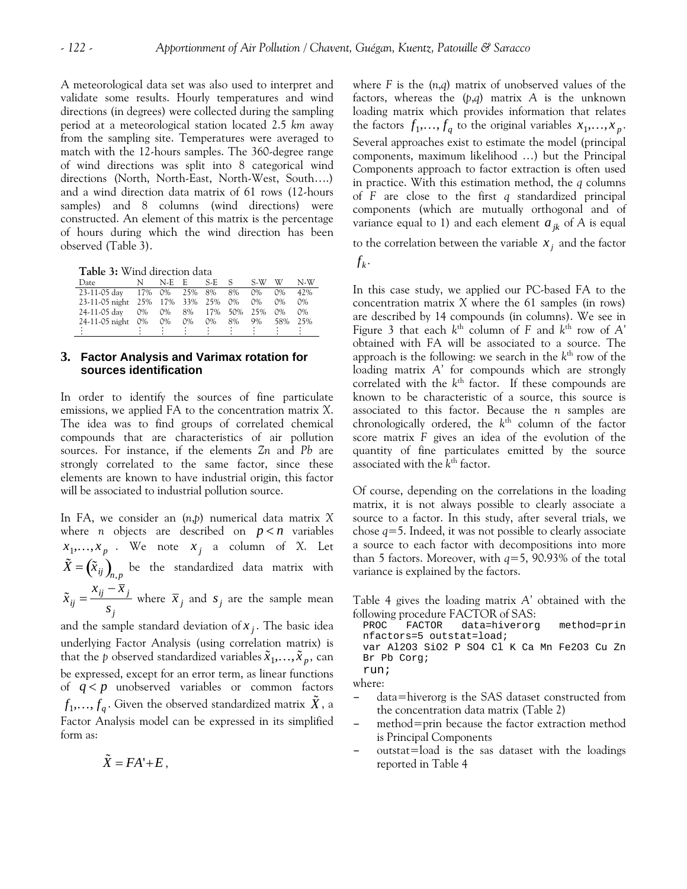A meteorological data set was also used to interpret and validate some results. Hourly temperatures and wind directions (in degrees) were collected during the sampling period at a meteorological station located 2.5 *km* away from the sampling site. Temperatures were averaged to match with the 12-hours samples. The 360-degree range of wind directions was split into 8 categorical wind directions (North, North-East, North-West, South….) and a wind direction data matrix of 61 rows (12-hours samples) and 8 columns (wind directions) were constructed. An element of this matrix is the percentage of hours during which the wind direction has been observed (Table 3).

**Table 3:** Wind direction data

| Date | N | N-E | E | S-E | S | S-W | W | N-W |
|---|---|---|---|---|---|---|---|---|
| 23-11-05 day | 17% | 0% | 25% | 8% | 8% | 0% | 0% | 42% |
| 23-11-05 night | 25% | 17% | 33% | 25% | 0% | 0% | 0% | 0% |
| 24-11-05 day | 0% | 0% | 8% | 17% | 50% | 25% | 0% | 0% |
| 24-11-05 night | 0% | 0% | 0% | 0% | 8% | 9% | 58% | 25% |
| ⋮ | ⋮ | ⋮ | ⋮ | ⋮ | ⋮ | ⋮ | ⋮ | ⋮ |

## 3. Factor Analysis and Varimax rotation for sources identification

In order to identify the sources of fine particulate emissions, we applied FA to the concentration matrix *X*. The idea was to find groups of correlated chemical compounds that are characteristics of air pollution sources. For instance, if the elements *Zn* and *Pb* are strongly correlated to the same factor, since these elements are known to have industrial origin, this factor will be associated to industrial pollution source.

In FA, we consider an $(n,p)$ numerical data matrix *X* where $n$ objects are described on $p < n$ variables $x_1,\ldots,x_p$. We note $x_j$ a column of *X*. Let $\tilde{X} = (\tilde{x}_{ij})_{n,p}$ be the standardized data matrix with $\tilde{x}_{ij} = \frac{x_{ij} - \bar{x}_j}{s_j}$ where $\bar{x}_j$ and $s_j$ are the sample mean and the sample standard deviation of $x_j$. The basic idea underlying Factor Analysis (using correlation matrix) is that the *p* observed standardized variables $\tilde{x}_1,\ldots,\tilde{x}_p$, can be expressed, except for an error term, as linear functions of $q < p$ unobserved variables or common factors $f_1,\ldots,f_q$. Given the observed standardized matrix $\tilde{X}$, a Factor Analysis model can be expressed in its simplified form as:

$$\tilde{X} = FA' + E,$$

where *F* is the $(n,q)$ matrix of unobserved values of the factors, whereas the $(p,q)$ matrix *A* is the unknown loading matrix which provides information that relates the factors $f_1,\ldots,f_q$ to the original variables $x_1,\ldots,x_p$. Several approaches exist to estimate the model (principal components, maximum likelihood …) but the Principal Components approach to factor extraction is often used in practice. With this estimation method, the *q* columns of *F* are close to the first *q* standardized principal components (which are mutually orthogonal and of variance equal to 1) and each element $a_{jk}$ of A is equal to the correlation between the variable $x_j$ and the factor $f_k$.

In this case study, we applied our PC-based FA to the concentration matrix *X* where the 61 samples (in rows) are described by 14 compounds (in columns). We see in Figure 3 that each $k^{\text{th}}$ column of *F* and $k^{\text{th}}$ row of *A'* obtained with FA will be associated to a source. The approach is the following: we search in the $k^{\text{th}}$ row of the loading matrix *A'* for compounds which are strongly correlated with the $k^{\text{th}}$ factor. If these compounds are known to be characteristic of a source, this source is associated to this factor. Because the *n* samples are chronologically ordered, the $k^{\text{th}}$ column of the factor score matrix *F* gives an idea of the evolution of the quantity of fine particulates emitted by the source associated with the $k^{\text{th}}$ factor.

Of course, depending on the correlations in the loading matrix, it is not always possible to clearly associate a source to a factor. In this study, after several trials, we chose $q=5$. Indeed, it was not possible to clearly associate a source to each factor with decompositions into more than 5 factors. Moreover, with $q=5$, 90.93% of the total variance is explained by the factors.

Table 4 gives the loading matrix A' obtained with the following procedure FACTOR of SAS:

```
PROC   FACTOR   data=hiverorg   method=prin
nfactors=5 outstat=load;
var Al2O3 SiO2 P SO4 Cl K Ca Mn Fe2O3 Cu Zn
Br Pb Corg;
run;
```

where:

- data=hiverorg is the SAS dataset constructed from the concentration data matrix (Table 2)
- method=prin because the factor extraction method is Principal Components
- outstat=load is the sas dataset with the loadings reported in Table 4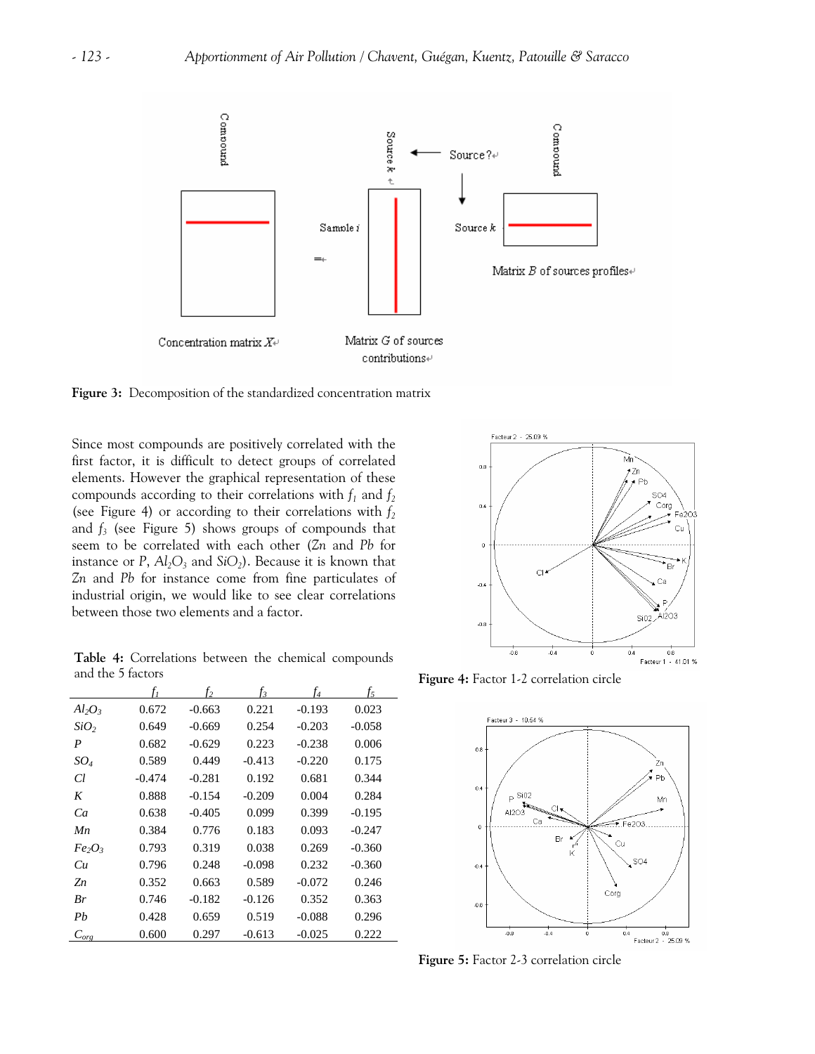**Figure 3:** Decomposition of the standardized concentration matrix

Since most compounds are positively correlated with the first factor, it is difficult to detect groups of correlated elements. However the graphical representation of these compounds according to their correlations with $f_1$ and $f_2$ (see Figure 4) or according to their correlations with $f_2$ and $f_3$ (see Figure 5) shows groups of compounds that seem to be correlated with each other (*Zn* and *Pb* for instance or *P*, $Al_2O_3$ and $SiO_2$). Because it is known that *Zn* and *Pb* for instance come from fine particulates of industrial origin, we would like to see clear correlations between those two elements and a factor.

**Table 4:** Correlations between the chemical compounds and the 5 factors

| | $f_1$ | $f_2$ | $f_3$ | $f_4$ | $f_5$ |
|---|---|---|---|---|---|
| $Al_2O_3$ | 0.672 | -0.663 | 0.221 | -0.193 | 0.023 |
| $SiO_2$ | 0.649 | -0.669 | 0.254 | -0.203 | -0.058 |
| *P* | 0.682 | -0.629 | 0.223 | -0.238 | 0.006 |
| $SO_4$ | 0.589 | 0.449 | -0.413 | -0.220 | 0.175 |
| *Cl* | -0.474 | -0.281 | 0.192 | 0.681 | 0.344 |
| *K* | 0.888 | -0.154 | -0.209 | 0.004 | 0.284 |
| *Ca* | 0.638 | -0.405 | 0.099 | 0.399 | -0.195 |
| *Mn* | 0.384 | 0.776 | 0.183 | 0.093 | -0.247 |
| $Fe_2O_3$ | 0.793 | 0.319 | 0.038 | 0.269 | -0.360 |
| *Cu* | 0.796 | 0.248 | -0.098 | 0.232 | -0.360 |
| *Zn* | 0.352 | 0.663 | 0.589 | -0.072 | 0.246 |
| *Br* | 0.746 | -0.182 | -0.126 | 0.352 | 0.363 |
| *Pb* | 0.428 | 0.659 | 0.519 | -0.088 | 0.296 |
| $C_{org}$ | 0.600 | 0.297 | -0.613 | -0.025 | 0.222 |

**Figure 4:** Factor 1-2 correlation circle

**Figure 5:** Factor 2-3 correlation circle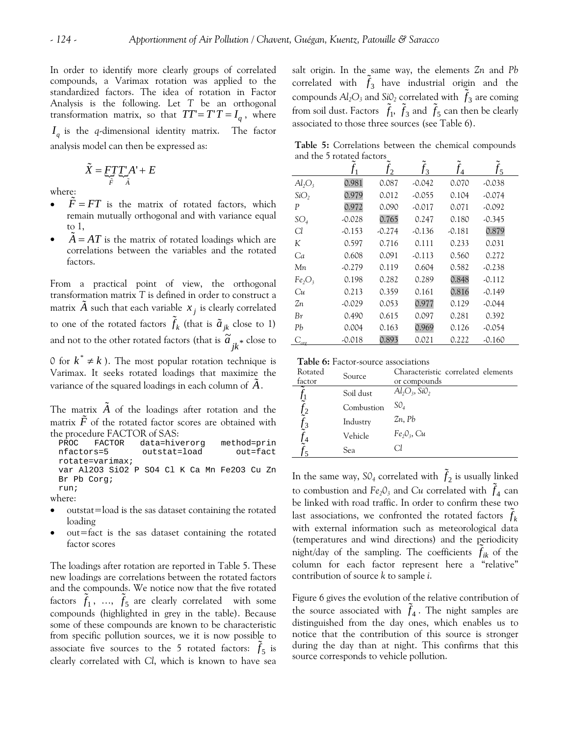In order to identify more clearly groups of correlated compounds, a Varimax rotation was applied to the standardized factors. The idea of rotation in Factor Analysis is the following. Let $T$ be an orthogonal transformation matrix, so that $TT' = T'T = I_q$, where $I_q$ is the $q$-dimensional identity matrix. The factor analysis model can then be expressed as:

$$\tilde{X} = \underbrace{FT}_{\tilde{F}}\underbrace{T'A'}_{\tilde{A}} + E$$

where:

- $\tilde{F} = FT$ is the matrix of rotated factors, which remain mutually orthogonal and with variance equal to 1,
- $\tilde{A} = AT$ is the matrix of rotated loadings which are correlations between the variables and the rotated factors.

From a practical point of view, the orthogonal transformation matrix $T$ is defined in order to construct a matrix $\tilde{A}$ such that each variable $x_j$ is clearly correlated to one of the rotated factors $\tilde{f}_k$ (that is $\tilde{a}_{jk}$ close to 1) and not to the other rotated factors (that is $\tilde{a}_{jk^*}$ close to 0 for $k^* \neq k$). The most popular rotation technique is Varimax. It seeks rotated loadings that maximize the variance of the squared loadings in each column of $\tilde{A}$.

The matrix $\tilde{A}$ of the loadings after rotation and the matrix $\tilde{F}$ of the rotated factor scores are obtained with the procedure FACTOR of SAS:

```
PROC FACTOR data=hiverorg method=prin
nfactors=5 outstat=load out=fact
rotate=varimax;
var Al2O3 SiO2 P SO4 Cl K Ca Mn Fe2O3 Cu Zn
Br Pb Corg;
run;
```

where:

- outstat=load is the sas dataset containing the rotated loading
- out=fact is the sas dataset containing the rotated factor scores

The loadings after rotation are reported in Table 5. These new loadings are correlations between the rotated factors and the compounds. We notice now that the five rotated factors $\tilde{f}_1$, ..., $\tilde{f}_5$ are clearly correlated with some compounds (highlighted in grey in the table). Because some of these compounds are known to be characteristic from specific pollution sources, we it is now possible to associate five sources to the 5 rotated factors: $\tilde{f}_5$ is clearly correlated with *Cl*, which is known to have sea salt origin. In the same way, the elements *Zn* and *Pb* correlated with $\tilde{f}_3$ have industrial origin and the compounds $Al_2O_3$ and $SiO_2$ correlated with $\tilde{f}_3$ are coming from soil dust. Factors $\tilde{f}_1$, $\tilde{f}_3$ and $\tilde{f}_5$ can then be clearly associated to those three sources (see Table 6).

**Table 5:** Correlations between the chemical compounds and the 5 rotated factors

| | $\tilde{f}_1$ | $\tilde{f}_2$ | $\tilde{f}_3$ | $\tilde{f}_4$ | $\tilde{f}_5$ |
|---|---|---|---|---|---|
| $Al_2O_3$ | 0.981 | 0.087 | -0.042 | 0.070 | -0.038 |
| $SiO_2$ | 0.979 | 0.012 | -0.055 | 0.104 | -0.074 |
| $P$ | 0.972 | 0.090 | -0.017 | 0.071 | -0.092 |
| $SO_4$ | -0.028 | 0.765 | 0.247 | 0.180 | -0.345 |
| $Cl$ | -0.153 | -0.274 | -0.136 | -0.181 | 0.879 |
| $K$ | 0.597 | 0.716 | 0.111 | 0.233 | 0.031 |
| $Ca$ | 0.608 | 0.091 | -0.113 | 0.560 | 0.272 |
| $Mn$ | -0.279 | 0.119 | 0.604 | 0.582 | -0.238 |
| $Fe_2O_3$ | 0.198 | 0.282 | 0.289 | 0.848 | -0.112 |
| $Cu$ | 0.213 | 0.359 | 0.161 | 0.816 | -0.149 |
| $Zn$ | -0.029 | 0.053 | 0.977 | 0.129 | -0.044 |
| $Br$ | 0.490 | 0.615 | 0.097 | 0.281 | 0.392 |
| $Pb$ | 0.004 | 0.163 | 0.969 | 0.126 | -0.054 |
| $C_{org}$ | -0.018 | 0.893 | 0.021 | 0.222 | -0.160 |

**Table 6:** Factor-source associations

| Rotated factor | Source | Characteristic correlated elements or compounds |
|---|---|---|
| $\tilde{f}_1$ | Soil dust | $Al_2O_3$, $SiO_2$ |
| $\tilde{f}_2$ | Combustion | $SO_4$ |
| $\tilde{f}_3$ | Industry | $Zn$, $Pb$ |
| $\tilde{f}_4$ | Vehicle | $Fe_2O_3$, $Cu$ |
| $\tilde{f}_5$ | Sea | $Cl$ |

In the same way, $SO_4$ correlated with $\tilde{f}_2$ is usually linked to combustion and $Fe_2O_3$ and $Cu$ correlated with $\tilde{f}_4$ can be linked with road traffic. In order to confirm these two last associations, we confronted the rotated factors $\tilde{f}_k$ with external information such as meteorological data (temperatures and wind directions) and the periodicity night/day of the sampling. The coefficients $\tilde{f}_{ik}$ of the column for each factor represent here a "relative" contribution of source *k* to sample *i*.

Figure 6 gives the evolution of the relative contribution of the source associated with $\tilde{f}_4$. The night samples are distinguished from the day ones, which enables us to notice that the contribution of this source is stronger during the day than at night. This confirms that this source corresponds to vehicle pollution.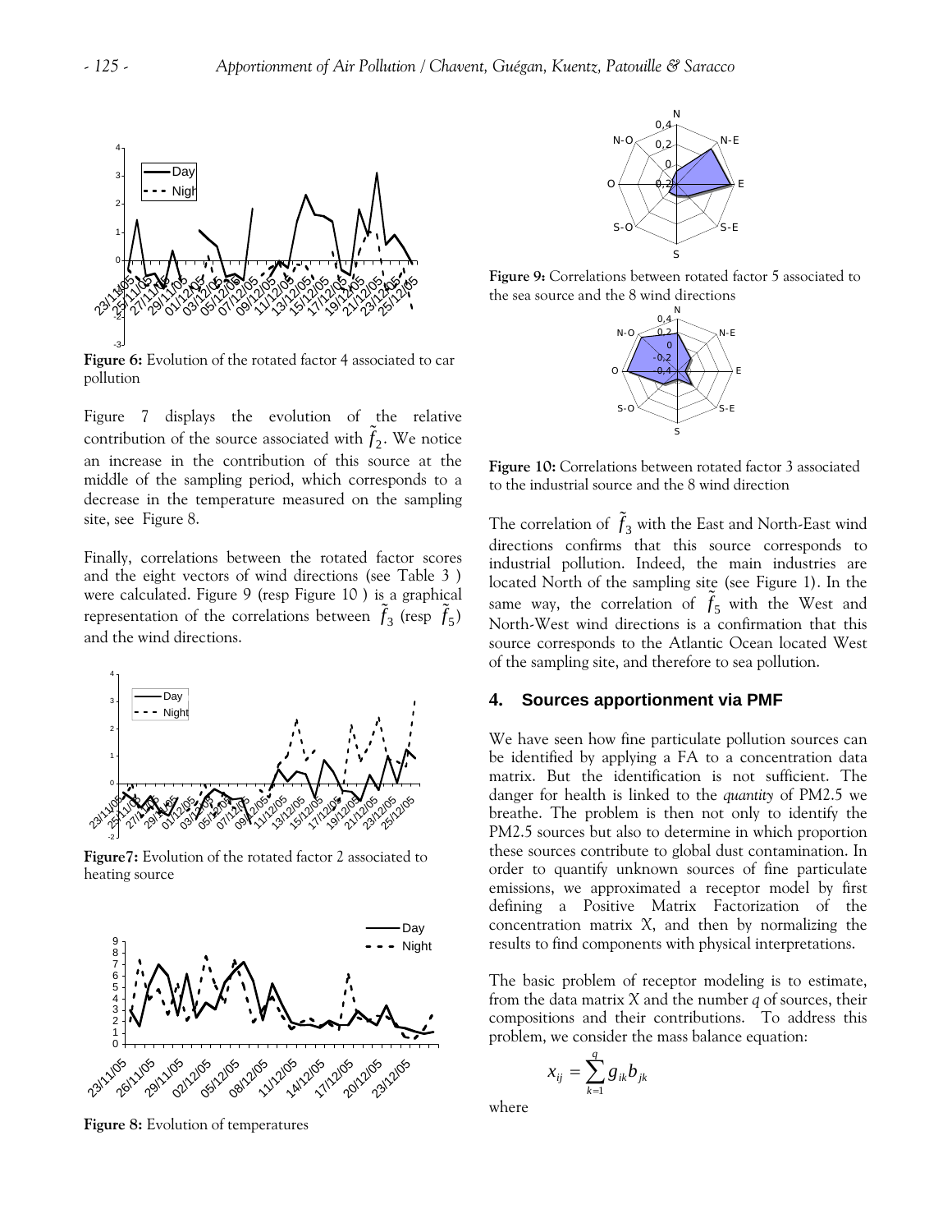**Figure 6:** Evolution of the rotated factor 4 associated to car pollution

Figure 7 displays the evolution of the relative contribution of the source associated with $\tilde{f}_2$. We notice an increase in the contribution of this source at the middle of the sampling period, which corresponds to a decrease in the temperature measured on the sampling site, see Figure 8.

Finally, correlations between the rotated factor scores and the eight vectors of wind directions (see Table 3 ) were calculated. Figure 9 (resp Figure 10 ) is a graphical representation of the correlations between $\tilde{f}_3$ (resp $\tilde{f}_5$) and the wind directions.

**Figure7:** Evolution of the rotated factor 2 associated to heating source

**Figure 8:** Evolution of temperatures

**Figure 9:** Correlations between rotated factor 5 associated to the sea source and the 8 wind directions

**Figure 10:** Correlations between rotated factor 3 associated to the industrial source and the 8 wind direction

The correlation of $\tilde{f}_3$ with the East and North-East wind directions confirms that this source corresponds to industrial pollution. Indeed, the main industries are located North of the sampling site (see Figure 1). In the same way, the correlation of $\tilde{f}_5$ with the West and North-West wind directions is a confirmation that this source corresponds to the Atlantic Ocean located West of the sampling site, and therefore to sea pollution.

## 4. Sources apportionment via PMF

We have seen how fine particulate pollution sources can be identified by applying a FA to a concentration data matrix. But the identification is not sufficient. The danger for health is linked to the *quantity* of PM2.5 we breathe. The problem is then not only to identify the PM2.5 sources but also to determine in which proportion these sources contribute to global dust contamination. In order to quantify unknown sources of fine particulate emissions, we approximated a receptor model by first defining a Positive Matrix Factorization of the concentration matrix *X*, and then by normalizing the results to find components with physical interpretations.

The basic problem of receptor modeling is to estimate, from the data matrix *X* and the number *q* of sources, their compositions and their contributions. To address this problem, we consider the mass balance equation:

$$x_{ij} = \sum_{k=1}^{q} g_{ik} b_{jk}$$

where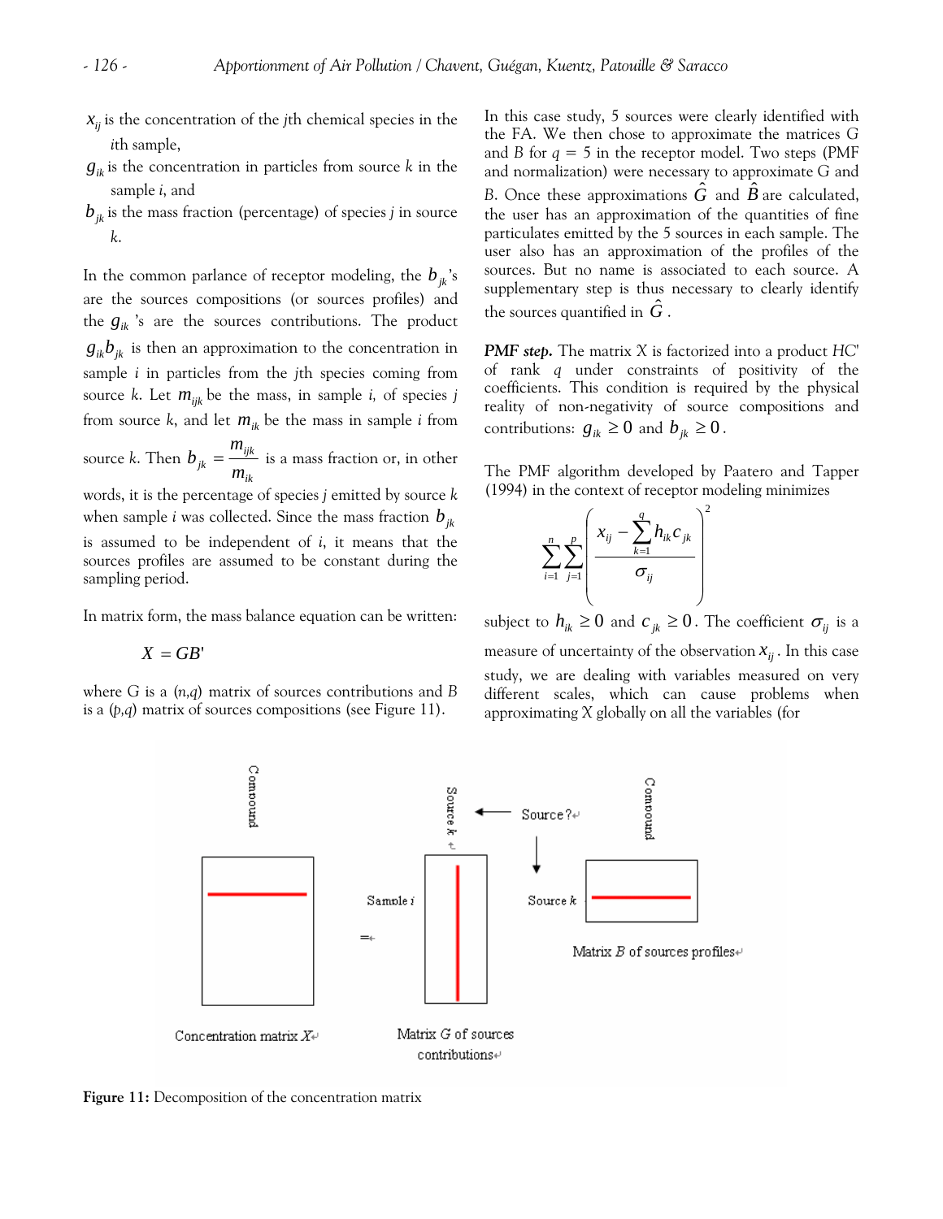$x_{ij}$ is the concentration of the $j$th chemical species in the $i$th sample,

$g_{ik}$ is the concentration in particles from source $k$ in the sample $i$, and

$b_{jk}$ is the mass fraction (percentage) of species $j$ in source $k$.

In the common parlance of receptor modeling, the $b_{jk}$'s are the sources compositions (or sources profiles) and the $g_{ik}$ 's are the sources contributions. The product $g_{ik}b_{jk}$ is then an approximation to the concentration in sample $i$ in particles from the $j$th species coming from source $k$. Let $m_{ijk}$ be the mass, in sample $i$, of species $j$ from source $k$, and let $m_{ik}$ be the mass in sample $i$ from source $k$. Then $b_{jk} = \frac{m_{ijk}}{m_{ik}}$ is a mass fraction or, in other words, it is the percentage of species $j$ emitted by source $k$ when sample $i$ was collected. Since the mass fraction $b_{jk}$ is assumed to be independent of $i$, it means that the sources profiles are assumed to be constant during the sampling period.

In matrix form, the mass balance equation can be written:

$$X = GB'$$

where G is a $(n,q)$ matrix of sources contributions and $B$ is a $(p,q)$ matrix of sources compositions (see Figure 11).

In this case study, 5 sources were clearly identified with the FA. We then chose to approximate the matrices G and $B$ for $q = 5$ in the receptor model. Two steps (PMF and normalization) were necessary to approximate G and $B$. Once these approximations $\hat{G}$ and $\hat{B}$ are calculated, the user has an approximation of the quantities of fine particulates emitted by the 5 sources in each sample. The user also has an approximation of the profiles of the sources. But no name is associated to each source. A supplementary step is thus necessary to clearly identify the sources quantified in $\hat{G}$.

***PMF step.*** The matrix $X$ is factorized into a product $HC'$ of rank $q$ under constraints of positivity of the coefficients. This condition is required by the physical reality of non-negativity of source compositions and contributions: $g_{ik} \geq 0$ and $b_{jk} \geq 0$.

The PMF algorithm developed by Paatero and Tapper (1994) in the context of receptor modeling minimizes

$$\sum_{i=1}^{n}\sum_{j=1}^{p}\left(\frac{x_{ij} - \sum_{k=1}^{q} h_{ik}c_{jk}}{\sigma_{ij}}\right)^2$$

subject to $h_{ik} \geq 0$ and $c_{jk} \geq 0$. The coefficient $\sigma_{ij}$ is a measure of uncertainty of the observation $x_{ij}$. In this case study, we are dealing with variables measured on very different scales, which can cause problems when approximating $X$ globally on all the variables (for

**Figure 11:** Decomposition of the concentration matrix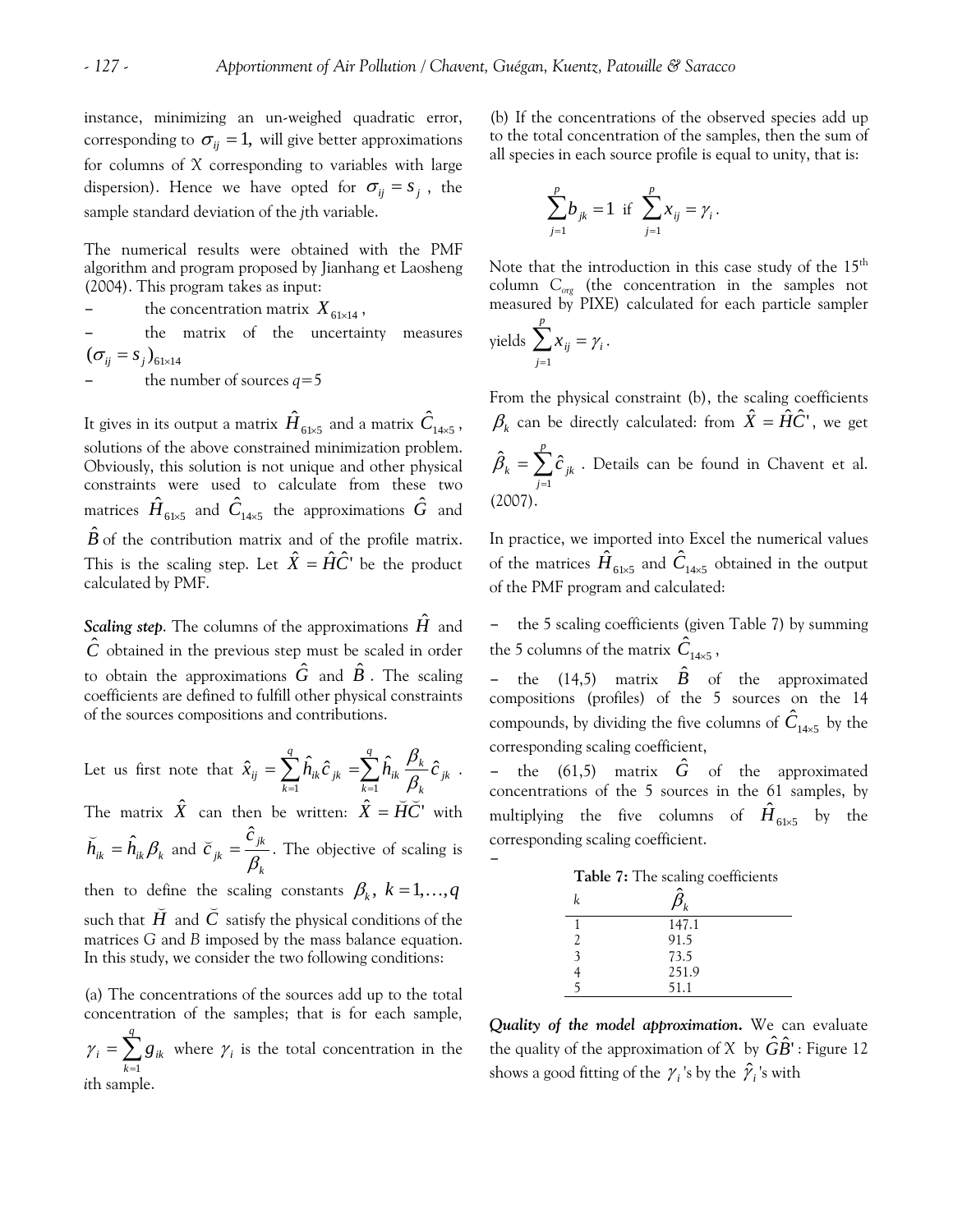instance, minimizing an un-weighed quadratic error, corresponding to $\sigma_{ij} = 1,$ will give better approximations for columns of $X$ corresponding to variables with large dispersion). Hence we have opted for $\sigma_{ij} = s_j$ , the sample standard deviation of the *j*th variable.

The numerical results were obtained with the PMF algorithm and program proposed by Jianhang et Laosheng (2004). This program takes as input:

– the concentration matrix $X_{61 \times 14}$ ,
– the matrix of the uncertainty measures $(\sigma_{ij} = s_j)_{61 \times 14}$
– the number of sources $q=5$

It gives in its output a matrix $\hat{H}_{61 \times 5}$ and a matrix $\hat{C}_{14 \times 5}$ , solutions of the above constrained minimization problem. Obviously, this solution is not unique and other physical constraints were used to calculate from these two matrices $\hat{H}_{61 \times 5}$ and $\hat{C}_{14 \times 5}$ the approximations $\hat{G}$ and $\hat{B}$ of the contribution matrix and of the profile matrix. This is the scaling step. Let $\hat{X} = \hat{H}\hat{C}'$ be the product calculated by PMF.

***Scaling step***. The columns of the approximations $\hat{H}$ and $\hat{C}$ obtained in the previous step must be scaled in order to obtain the approximations $\hat{G}$ and $\hat{B}$ . The scaling coefficients are defined to fulfill other physical constraints of the sources compositions and contributions.

Let us first note that $\hat{x}_{ij} = \sum_{k=1}^{q} \hat{h}_{ik} \hat{c}_{jk} = \sum_{k=1}^{q} \hat{h}_{ik} \frac{\beta_k}{\beta_k} \hat{c}_{jk}$ . The matrix $\hat{X}$ can then be written: $\hat{X} = \breve{H}\breve{C}'$ with $\breve{h}_{ik} = \hat{h}_{ik}\beta_k$ and $\breve{c}_{jk} = \frac{\hat{c}_{jk}}{\beta_k}$. The objective of scaling is then to define the scaling constants $\beta_k,\ k = 1,\dots,q$ such that $\breve{H}$ and $\breve{C}$ satisfy the physical conditions of the matrices G and B imposed by the mass balance equation. In this study, we consider the two following conditions:

(a) The concentrations of the sources add up to the total concentration of the samples; that is for each sample, $\gamma_i = \sum_{k=1}^{q} g_{ik}$ where $\gamma_i$ is the total concentration in the *i*th sample.

(b) If the concentrations of the observed species add up to the total concentration of the samples, then the sum of all species in each source profile is equal to unity, that is:

$$\sum_{j=1}^{p} b_{jk} = 1 \ \text{ if } \ \sum_{j=1}^{p} x_{ij} = \gamma_i .$$

Note that the introduction in this case study of the 15th column $C_{org}$ (the concentration in the samples not measured by PIXE) calculated for each particle sampler yields $\sum_{j=1}^{p} x_{ij} = \gamma_i$ .

From the physical constraint (b), the scaling coefficients $\beta_k$ can be directly calculated: from $\hat{X} = \hat{H}\hat{C}'$, we get $\hat{\beta}_k = \sum_{j=1}^{p} \hat{c}_{jk}$ . Details can be found in Chavent et al. (2007).

In practice, we imported into Excel the numerical values of the matrices $\hat{H}_{61 \times 5}$ and $\hat{C}_{14 \times 5}$ obtained in the output of the PMF program and calculated:

– the 5 scaling coefficients (given Table 7) by summing the 5 columns of the matrix $\hat{C}_{14 \times 5}$ ,
– the (14,5) matrix $\hat{B}$ of the approximated compositions (profiles) of the 5 sources on the 14 compounds, by dividing the five columns of $\hat{C}_{14 \times 5}$ by the corresponding scaling coefficient,
– the (61,5) matrix $\hat{G}$ of the approximated concentrations of the 5 sources in the 61 samples, by multiplying the five columns of $\hat{H}_{61 \times 5}$ by the corresponding scaling coefficient.
–

**Table 7:** The scaling coefficients

| $k$ | $\hat{\beta}_k$ |
|---|---|
| 1 | 147.1 |
| 2 | 91.5 |
| 3 | 73.5 |
| 4 | 251.9 |
| 5 | 51.1 |

***Quality of the model approximation.*** We can evaluate the quality of the approximation of $X$ by $\hat{G}\hat{B}'$ : Figure 12 shows a good fitting of the $\gamma_i$ 's by the $\hat{\gamma}_i$ 's with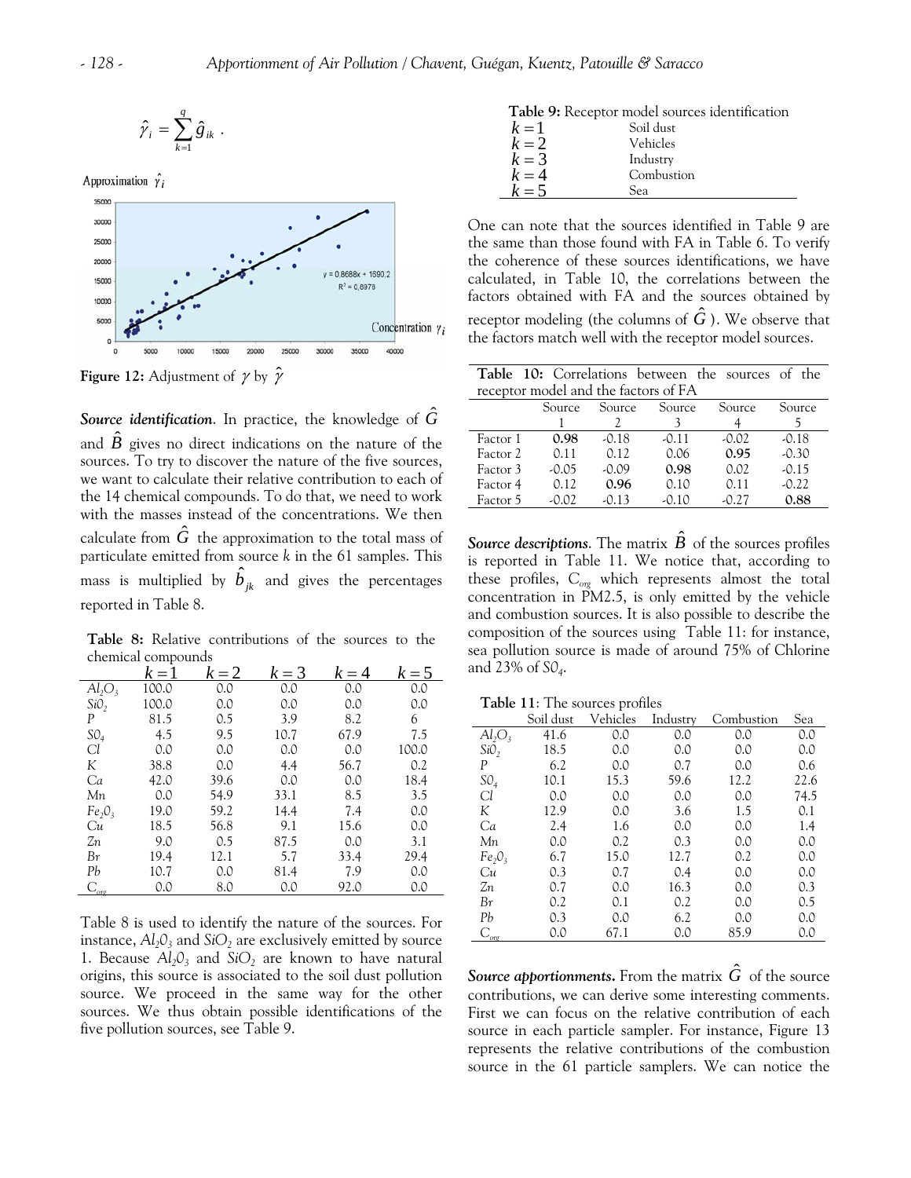$$\hat{\gamma}_i = \sum_{k=1}^{q} \hat{g}_{ik} \ .$$

Figure 12: Adjustment of $\gamma$ by $\hat{\gamma}$

***Source identification***. In practice, the knowledge of $\hat{G}$ and $\hat{B}$ gives no direct indications on the nature of the sources. To try to discover the nature of the five sources, we want to calculate their relative contribution to each of the 14 chemical compounds. To do that, we need to work with the masses instead of the concentrations. We then calculate from $\hat{G}$ the approximation to the total mass of particulate emitted from source $k$ in the 61 samples. This mass is multiplied by $\hat{b}_{jk}$ and gives the percentages reported in Table 8.

**Table 8:** Relative contributions of the sources to the chemical compounds

| | $k=1$ | $k=2$ | $k=3$ | $k=4$ | $k=5$ |
|---|---|---|---|---|---|
| $Al_2O_3$ | 100.0 | 0.0 | 0.0 | 0.0 | 0.0 |
| $SiO_2$ | 100.0 | 0.0 | 0.0 | 0.0 | 0.0 |
| $P$ | 81.5 | 0.5 | 3.9 | 8.2 | 6 |
| $SO_4$ | 4.5 | 9.5 | 10.7 | 67.9 | 7.5 |
| $Cl$ | 0.0 | 0.0 | 0.0 | 0.0 | 100.0 |
| $K$ | 38.8 | 0.0 | 4.4 | 56.7 | 0.2 |
| $Ca$ | 42.0 | 39.6 | 0.0 | 0.0 | 18.4 |
| $Mn$ | 0.0 | 54.9 | 33.1 | 8.5 | 3.5 |
| $Fe_2O_3$ | 19.0 | 59.2 | 14.4 | 7.4 | 0.0 |
| $Cu$ | 18.5 | 56.8 | 9.1 | 15.6 | 0.0 |
| $Zn$ | 9.0 | 0.5 | 87.5 | 0.0 | 3.1 |
| $Br$ | 19.4 | 12.1 | 5.7 | 33.4 | 29.4 |
| $Pb$ | 10.7 | 0.0 | 81.4 | 7.9 | 0.0 |
| $C_{org}$ | 0.0 | 8.0 | 0.0 | 92.0 | 0.0 |

Table 8 is used to identify the nature of the sources. For instance, $Al_2O_3$ and $SiO_2$ are exclusively emitted by source 1. Because $Al_2O_3$ and $SiO_2$ are known to have natural origins, this source is associated to the soil dust pollution source. We proceed in the same way for the other sources. We thus obtain possible identifications of the five pollution sources, see Table 9.

**Table 9:** Receptor model sources identification

| | |
|---|---|
| $k=1$ | Soil dust |
| $k=2$ | Vehicles |
| $k=3$ | Industry |
| $k=4$ | Combustion |
| $k=5$ | Sea |

One can note that the sources identified in Table 9 are the same than those found with FA in Table 6. To verify the coherence of these sources identifications, we have calculated, in Table 10, the correlations between the factors obtained with FA and the sources obtained by receptor modeling (the columns of $\hat{G}$). We observe that the factors match well with the receptor model sources.

**Table 10:** Correlations between the sources of the receptor model and the factors of FA

| | Source 1 | Source 2 | Source 3 | Source 4 | Source 5 |
|---|---|---|---|---|---|
| Factor 1 | **0.98** | -0.18 | -0.11 | -0.02 | -0.18 |
| Factor 2 | 0.11 | 0.12 | 0.06 | **0.95** | -0.30 |
| Factor 3 | -0.05 | -0.09 | **0.98** | 0.02 | -0.15 |
| Factor 4 | 0.12 | **0.96** | 0.10 | 0.11 | -0.22 |
| Factor 5 | -0.02 | -0.13 | -0.10 | -0.27 | **0.88** |

***Source descriptions***. The matrix $\hat{B}$ of the sources profiles is reported in Table 11. We notice that, according to these profiles, $C_{org}$ which represents almost the total concentration in PM2.5, is only emitted by the vehicle and combustion sources. It is also possible to describe the composition of the sources using Table 11: for instance, sea pollution source is made of around 75% of Chlorine and 23% of $SO_4$.

**Table 11**: The sources profiles

| | Soil dust | Vehicles | Industry | Combustion | Sea |
|---|---|---|---|---|---|
| $Al_2O_3$ | 41.6 | 0.0 | 0.0 | 0.0 | 0.0 |
| $SiO_2$ | 18.5 | 0.0 | 0.0 | 0.0 | 0.0 |
| $P$ | 6.2 | 0.0 | 0.7 | 0.0 | 0.6 |
| $SO_4$ | 10.1 | 15.3 | 59.6 | 12.2 | 22.6 |
| $Cl$ | 0.0 | 0.0 | 0.0 | 0.0 | 74.5 |
| $K$ | 12.9 | 0.0 | 3.6 | 1.5 | 0.1 |
| $Ca$ | 2.4 | 1.6 | 0.0 | 0.0 | 1.4 |
| $Mn$ | 0.0 | 0.2 | 0.3 | 0.0 | 0.0 |
| $Fe_2O_3$ | 6.7 | 15.0 | 12.7 | 0.2 | 0.0 |
| $Cu$ | 0.3 | 0.7 | 0.4 | 0.0 | 0.0 |
| $Zn$ | 0.7 | 0.0 | 16.3 | 0.0 | 0.3 |
| $Br$ | 0.2 | 0.1 | 0.2 | 0.0 | 0.5 |
| $Pb$ | 0.3 | 0.0 | 6.2 | 0.0 | 0.0 |
| $C_{org}$ | 0.0 | 67.1 | 0.0 | 85.9 | 0.0 |

***Source apportionments.*** From the matrix $\hat{G}$ of the source contributions, we can derive some interesting comments. First we can focus on the relative contribution of each source in each particle sampler. For instance, Figure 13 represents the relative contributions of the combustion source in the 61 particle samplers. We can notice the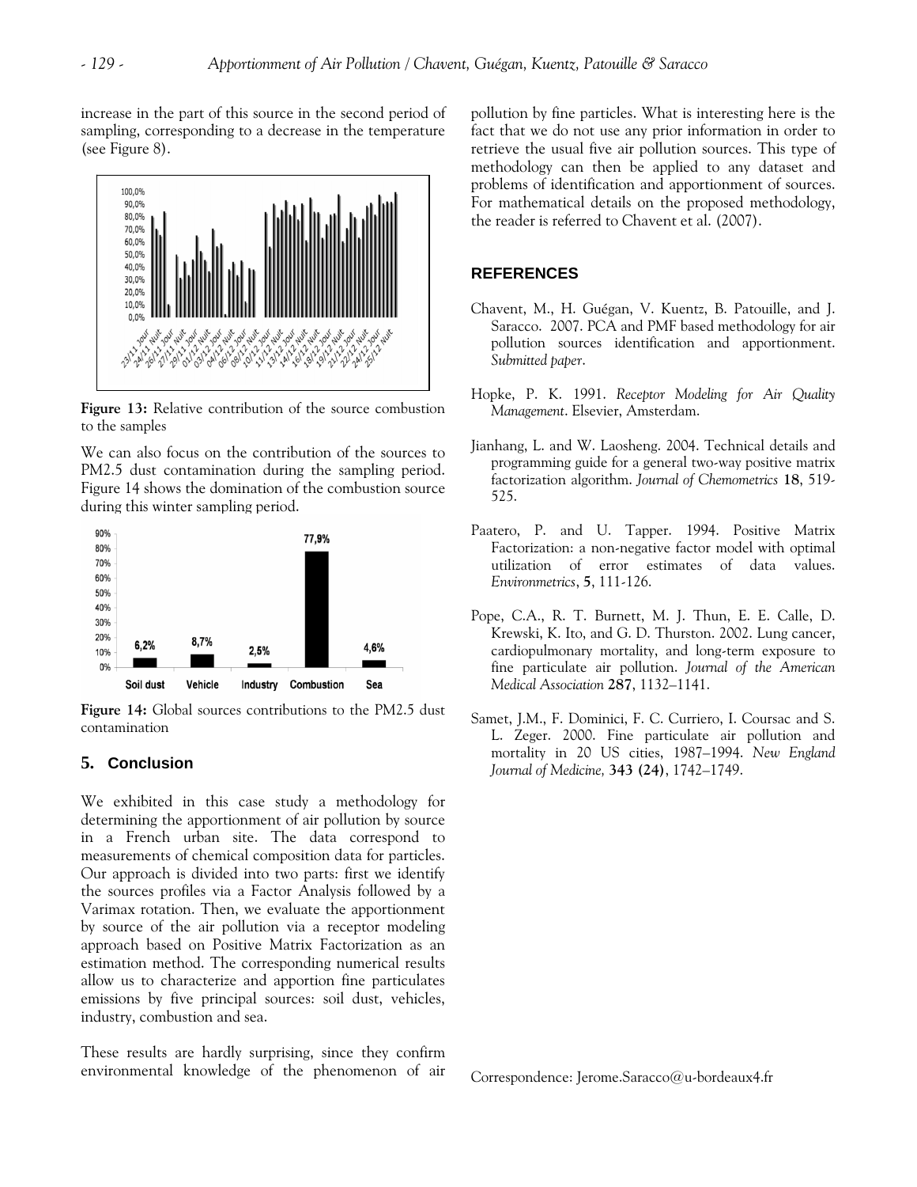increase in the part of this source in the second period of sampling, corresponding to a decrease in the temperature (see Figure 8).

100,0%
90,0%
80,0%
70,0%
60,0%
50,0%
40,0%
30,0%
20,0%
10,0%
0,0%

23/11 Jour 24/11 Nuit 26/11 Jour 27/11 Nuit 29/11 Jour 01/12 Nuit 03/12 Jour 04/12 Nuit 06/12 Jour 08/12 Nuit 10/12 Jour 11/12 Nuit 13/12 Jour 14/12 Nuit 16/12 Nuit 18/12 Jour 19/12 Nuit 21/12 Jour 22/12 Nuit 24/12 Jour 25/12 Nuit

**Figure 13:** Relative contribution of the source combustion to the samples

We can also focus on the contribution of the sources to PM2.5 dust contamination during the sampling period. Figure 14 shows the domination of the combustion source during this winter sampling period.

90%
80%
70%
60%
50%
40%
30%
20%
10%
0%

6,2% 8,7% 2,5% 77,9% 4,6%

Soil dust Vehicle Industry Combustion Sea

**Figure 14:** Global sources contributions to the PM2.5 dust contamination

## 5. Conclusion

We exhibited in this case study a methodology for determining the apportionment of air pollution by source in a French urban site. The data correspond to measurements of chemical composition data for particles. Our approach is divided into two parts: first we identify the sources profiles via a Factor Analysis followed by a Varimax rotation. Then, we evaluate the apportionment by source of the air pollution via a receptor modeling approach based on Positive Matrix Factorization as an estimation method. The corresponding numerical results allow us to characterize and apportion fine particulates emissions by five principal sources: soil dust, vehicles, industry, combustion and sea.

These results are hardly surprising, since they confirm environmental knowledge of the phenomenon of air pollution by fine particles. What is interesting here is the fact that we do not use any prior information in order to retrieve the usual five air pollution sources. This type of methodology can then be applied to any dataset and problems of identification and apportionment of sources. For mathematical details on the proposed methodology, the reader is referred to Chavent et al. (2007).

## REFERENCES

Chavent, M., H. Guégan, V. Kuentz, B. Patouille, and J. Saracco. 2007. PCA and PMF based methodology for air pollution sources identification and apportionment. *Submitted paper*.

Hopke, P. K. 1991. *Receptor Modeling for Air Quality Management*. Elsevier, Amsterdam.

Jianhang, L. and W. Laosheng. 2004. Technical details and programming guide for a general two-way positive matrix factorization algorithm. *Journal of Chemometrics* **18**, 519-525.

Paatero, P. and U. Tapper. 1994. Positive Matrix Factorization: a non-negative factor model with optimal utilization of error estimates of data values. *Environmetrics*, **5**, 111-126.

Pope, C.A., R. T. Burnett, M. J. Thun, E. E. Calle, D. Krewski, K. Ito, and G. D. Thurston. 2002. Lung cancer, cardiopulmonary mortality, and long-term exposure to fine particulate air pollution. *Journal of the American Medical Association* **287**, 1132–1141.

Samet, J.M., F. Dominici, F. C. Curriero, I. Coursac and S. L. Zeger. 2000. Fine particulate air pollution and mortality in 20 US cities, 1987–1994. *New England Journal of Medicine,* **343 (24)**, 1742–1749.

Correspondence: Jerome.Saracco@u-bordeaux4.fr